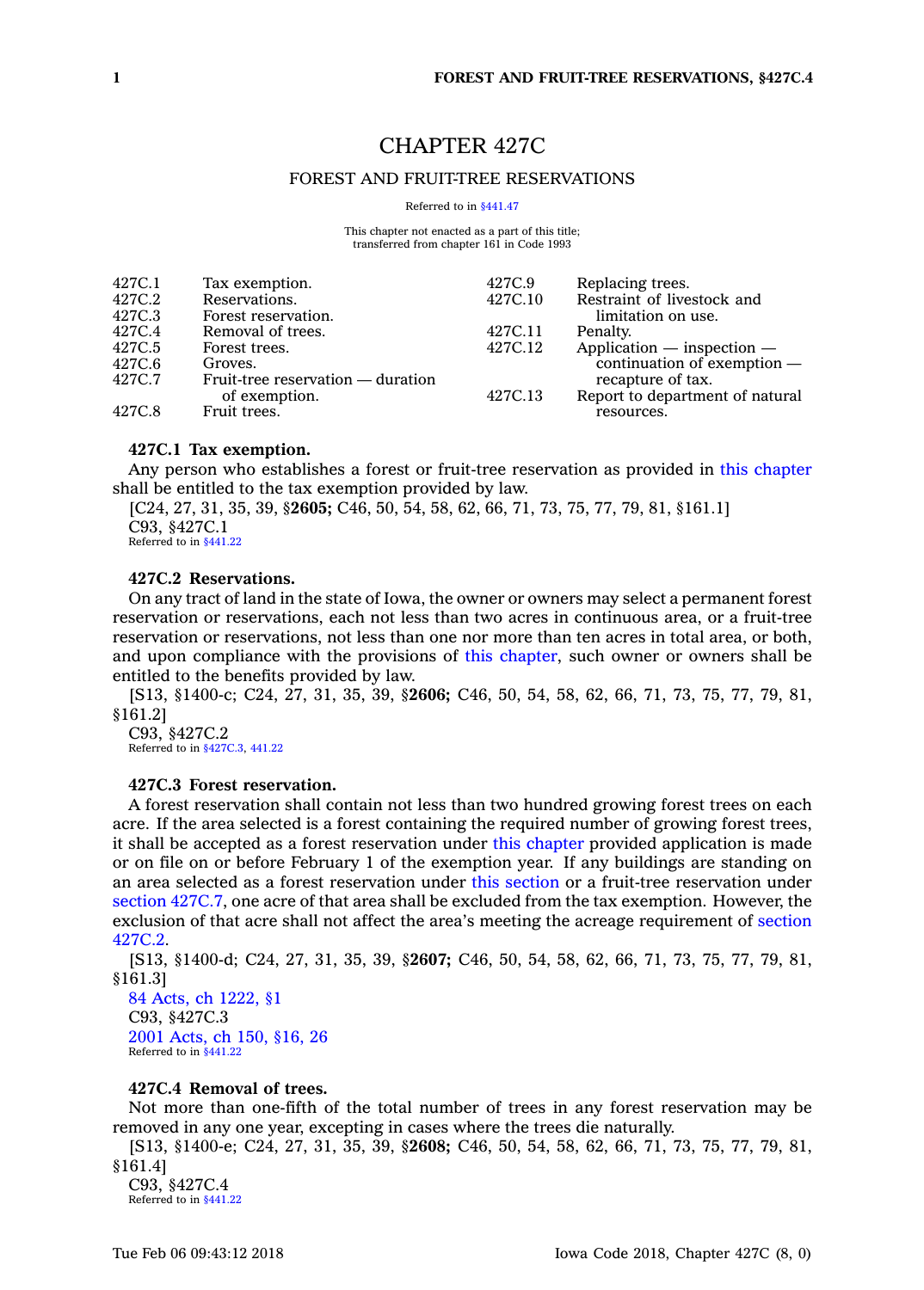# CHAPTER 427C

## FOREST AND FRUIT-TREE RESERVATIONS

Referred to in §441.47

This chapter not enacted as a part of this title;
transferred from chapter 161 in Code 1993

| | | | |
|---|---|---|---|
| 427C.1 | Tax exemption. | 427C.9 | Replacing trees. |
| 427C.2 | Reservations. | 427C.10 | Restraint of livestock and limitation on use. |
| 427C.3 | Forest reservation. | 427C.11 | Penalty. |
| 427C.4 | Removal of trees. | 427C.12 | Application — inspection — continuation of exemption — recapture of tax. |
| 427C.5 | Forest trees. | | |
| 427C.6 | Groves. | | |
| 427C.7 | Fruit-tree reservation — duration of exemption. | 427C.13 | Report to department of natural resources. |
| 427C.8 | Fruit trees. | | |

**427C.1 Tax exemption.**

Any person who establishes a forest or fruit-tree reservation as provided in this chapter shall be entitled to the tax exemption provided by law.

[C24, 27, 31, 35, 39, §**2605;** C46, 50, 54, 58, 62, 66, 71, 73, 75, 77, 79, 81, §161.1]

C93, §427C.1

Referred to in §441.22

**427C.2 Reservations.**

On any tract of land in the state of Iowa, the owner or owners may select a permanent forest reservation or reservations, each not less than two acres in continuous area, or a fruit-tree reservation or reservations, not less than one nor more than ten acres in total area, or both, and upon compliance with the provisions of this chapter, such owner or owners shall be entitled to the benefits provided by law.

[S13, §1400-c; C24, 27, 31, 35, 39, §**2606;** C46, 50, 54, 58, 62, 66, 71, 73, 75, 77, 79, 81, §161.2]

C93, §427C.2

Referred to in §427C.3, 441.22

**427C.3 Forest reservation.**

A forest reservation shall contain not less than two hundred growing forest trees on each acre. If the area selected is a forest containing the required number of growing forest trees, it shall be accepted as a forest reservation under this chapter provided application is made or on file on or before February 1 of the exemption year. If any buildings are standing on an area selected as a forest reservation under this section or a fruit-tree reservation under section 427C.7, one acre of that area shall be excluded from the tax exemption. However, the exclusion of that acre shall not affect the area's meeting the acreage requirement of section 427C.2.

[S13, §1400-d; C24, 27, 31, 35, 39, §**2607;** C46, 50, 54, 58, 62, 66, 71, 73, 75, 77, 79, 81, §161.3]

84 Acts, ch 1222, §1

C93, §427C.3

2001 Acts, ch 150, §16, 26

Referred to in §441.22

**427C.4 Removal of trees.**

Not more than one-fifth of the total number of trees in any forest reservation may be removed in any one year, excepting in cases where the trees die naturally.

[S13, §1400-e; C24, 27, 31, 35, 39, §**2608;** C46, 50, 54, 58, 62, 66, 71, 73, 75, 77, 79, 81, §161.4]

C93, §427C.4

Referred to in §441.22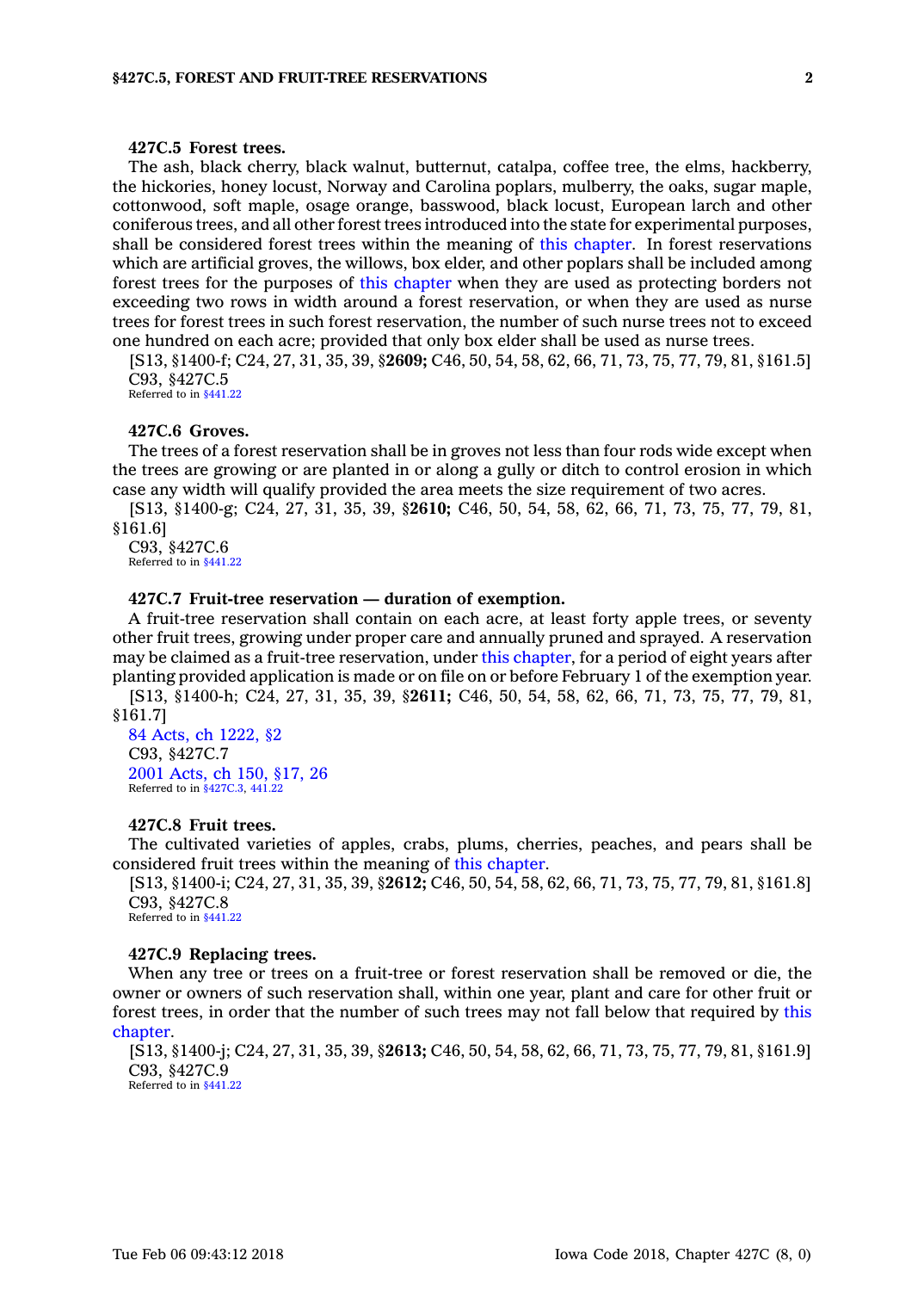### 427C.5 Forest trees.

The ash, black cherry, black walnut, butternut, catalpa, coffee tree, the elms, hackberry, the hickories, honey locust, Norway and Carolina poplars, mulberry, the oaks, sugar maple, cottonwood, soft maple, osage orange, basswood, black locust, European larch and other coniferous trees, and all other forest trees introduced into the state for experimental purposes, shall be considered forest trees within the meaning of this chapter. In forest reservations which are artificial groves, the willows, box elder, and other poplars shall be included among forest trees for the purposes of this chapter when they are used as protecting borders not exceeding two rows in width around a forest reservation, or when they are used as nurse trees for forest trees in such forest reservation, the number of such nurse trees not to exceed one hundred on each acre; provided that only box elder shall be used as nurse trees.

[S13, §1400-f; C24, 27, 31, 35, 39, §**2609;** C46, 50, 54, 58, 62, 66, 71, 73, 75, 77, 79, 81, §161.5]
C93, §427C.5
Referred to in §441.22

### 427C.6 Groves.

The trees of a forest reservation shall be in groves not less than four rods wide except when the trees are growing or are planted in or along a gully or ditch to control erosion in which case any width will qualify provided the area meets the size requirement of two acres.

[S13, §1400-g; C24, 27, 31, 35, 39, §**2610;** C46, 50, 54, 58, 62, 66, 71, 73, 75, 77, 79, 81, §161.6]
C93, §427C.6
Referred to in §441.22

### 427C.7 Fruit-tree reservation — duration of exemption.

A fruit-tree reservation shall contain on each acre, at least forty apple trees, or seventy other fruit trees, growing under proper care and annually pruned and sprayed. A reservation may be claimed as a fruit-tree reservation, under this chapter, for a period of eight years after planting provided application is made or on file on or before February 1 of the exemption year.

[S13, §1400-h; C24, 27, 31, 35, 39, §**2611;** C46, 50, 54, 58, 62, 66, 71, 73, 75, 77, 79, 81, §161.7]
84 Acts, ch 1222, §2
C93, §427C.7
2001 Acts, ch 150, §17, 26
Referred to in §427C.3, 441.22

### 427C.8 Fruit trees.

The cultivated varieties of apples, crabs, plums, cherries, peaches, and pears shall be considered fruit trees within the meaning of this chapter.

[S13, §1400-i; C24, 27, 31, 35, 39, §**2612;** C46, 50, 54, 58, 62, 66, 71, 73, 75, 77, 79, 81, §161.8]
C93, §427C.8
Referred to in §441.22

### 427C.9 Replacing trees.

When any tree or trees on a fruit-tree or forest reservation shall be removed or die, the owner or owners of such reservation shall, within one year, plant and care for other fruit or forest trees, in order that the number of such trees may not fall below that required by this chapter.

[S13, §1400-j; C24, 27, 31, 35, 39, §**2613;** C46, 50, 54, 58, 62, 66, 71, 73, 75, 77, 79, 81, §161.9]
C93, §427C.9
Referred to in §441.22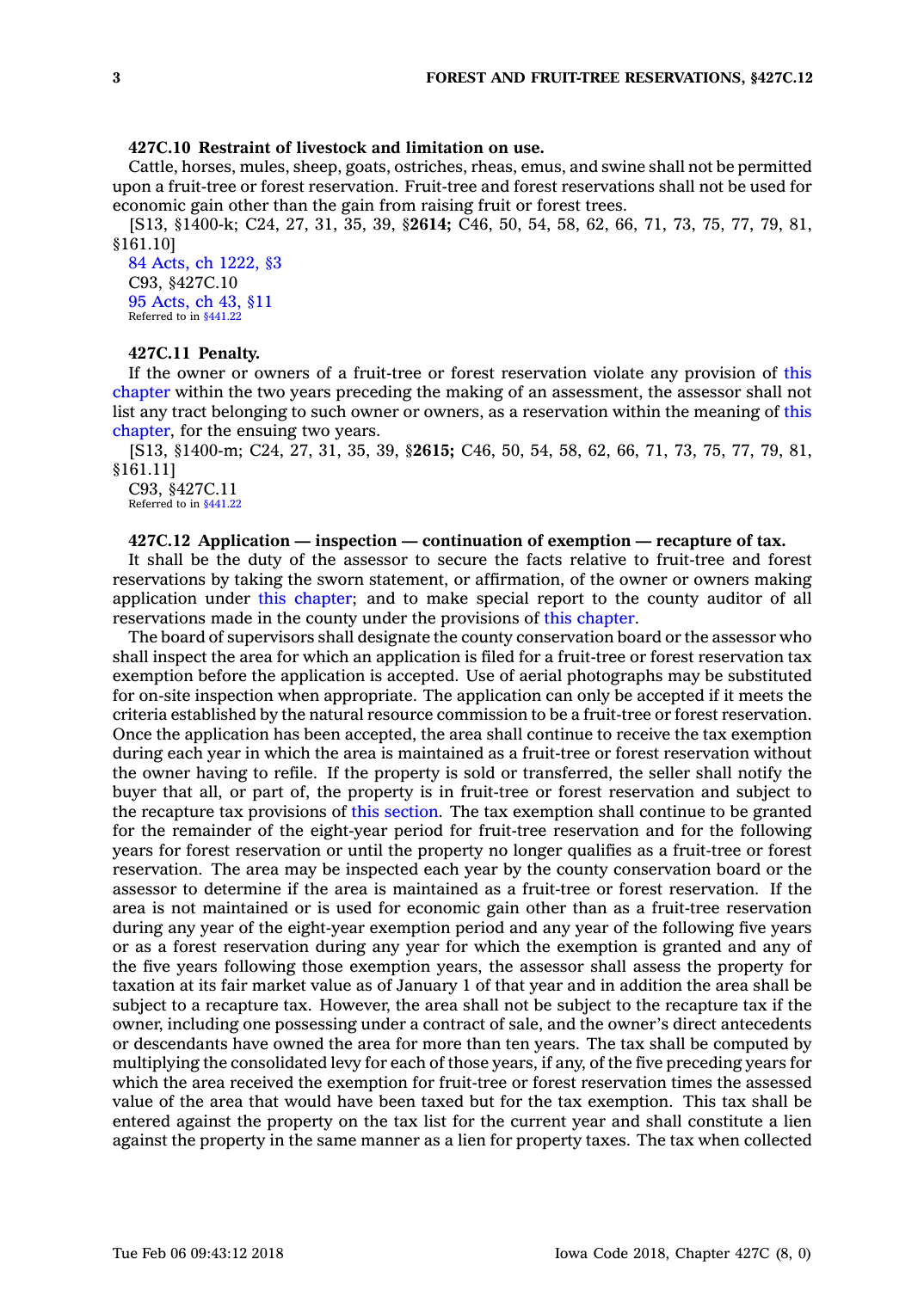**427C.10 Restraint of livestock and limitation on use.**

Cattle, horses, mules, sheep, goats, ostriches, rheas, emus, and swine shall not be permitted upon a fruit-tree or forest reservation. Fruit-tree and forest reservations shall not be used for economic gain other than the gain from raising fruit or forest trees.

[S13, §1400-k; C24, 27, 31, 35, 39, §**2614;** C46, 50, 54, 58, 62, 66, 71, 73, 75, 77, 79, 81, §161.10]

84 Acts, ch 1222, §3
C93, §427C.10
95 Acts, ch 43, §11
Referred to in §441.22

**427C.11 Penalty.**

If the owner or owners of a fruit-tree or forest reservation violate any provision of this chapter within the two years preceding the making of an assessment, the assessor shall not list any tract belonging to such owner or owners, as a reservation within the meaning of this chapter, for the ensuing two years.

[S13, §1400-m; C24, 27, 31, 35, 39, §**2615;** C46, 50, 54, 58, 62, 66, 71, 73, 75, 77, 79, 81, §161.11]

C93, §427C.11
Referred to in §441.22

**427C.12 Application — inspection — continuation of exemption — recapture of tax.**

It shall be the duty of the assessor to secure the facts relative to fruit-tree and forest reservations by taking the sworn statement, or affirmation, of the owner or owners making application under this chapter; and to make special report to the county auditor of all reservations made in the county under the provisions of this chapter.

The board of supervisors shall designate the county conservation board or the assessor who shall inspect the area for which an application is filed for a fruit-tree or forest reservation tax exemption before the application is accepted. Use of aerial photographs may be substituted for on-site inspection when appropriate. The application can only be accepted if it meets the criteria established by the natural resource commission to be a fruit-tree or forest reservation. Once the application has been accepted, the area shall continue to receive the tax exemption during each year in which the area is maintained as a fruit-tree or forest reservation without the owner having to refile. If the property is sold or transferred, the seller shall notify the buyer that all, or part of, the property is in fruit-tree or forest reservation and subject to the recapture tax provisions of this section. The tax exemption shall continue to be granted for the remainder of the eight-year period for fruit-tree reservation and for the following years for forest reservation or until the property no longer qualifies as a fruit-tree or forest reservation. The area may be inspected each year by the county conservation board or the assessor to determine if the area is maintained as a fruit-tree or forest reservation. If the area is not maintained or is used for economic gain other than as a fruit-tree reservation during any year of the eight-year exemption period and any year of the following five years or as a forest reservation during any year for which the exemption is granted and any of the five years following those exemption years, the assessor shall assess the property for taxation at its fair market value as of January 1 of that year and in addition the area shall be subject to a recapture tax. However, the area shall not be subject to the recapture tax if the owner, including one possessing under a contract of sale, and the owner's direct antecedents or descendants have owned the area for more than ten years. The tax shall be computed by multiplying the consolidated levy for each of those years, if any, of the five preceding years for which the area received the exemption for fruit-tree or forest reservation times the assessed value of the area that would have been taxed but for the tax exemption. This tax shall be entered against the property on the tax list for the current year and shall constitute a lien against the property in the same manner as a lien for property taxes. The tax when collected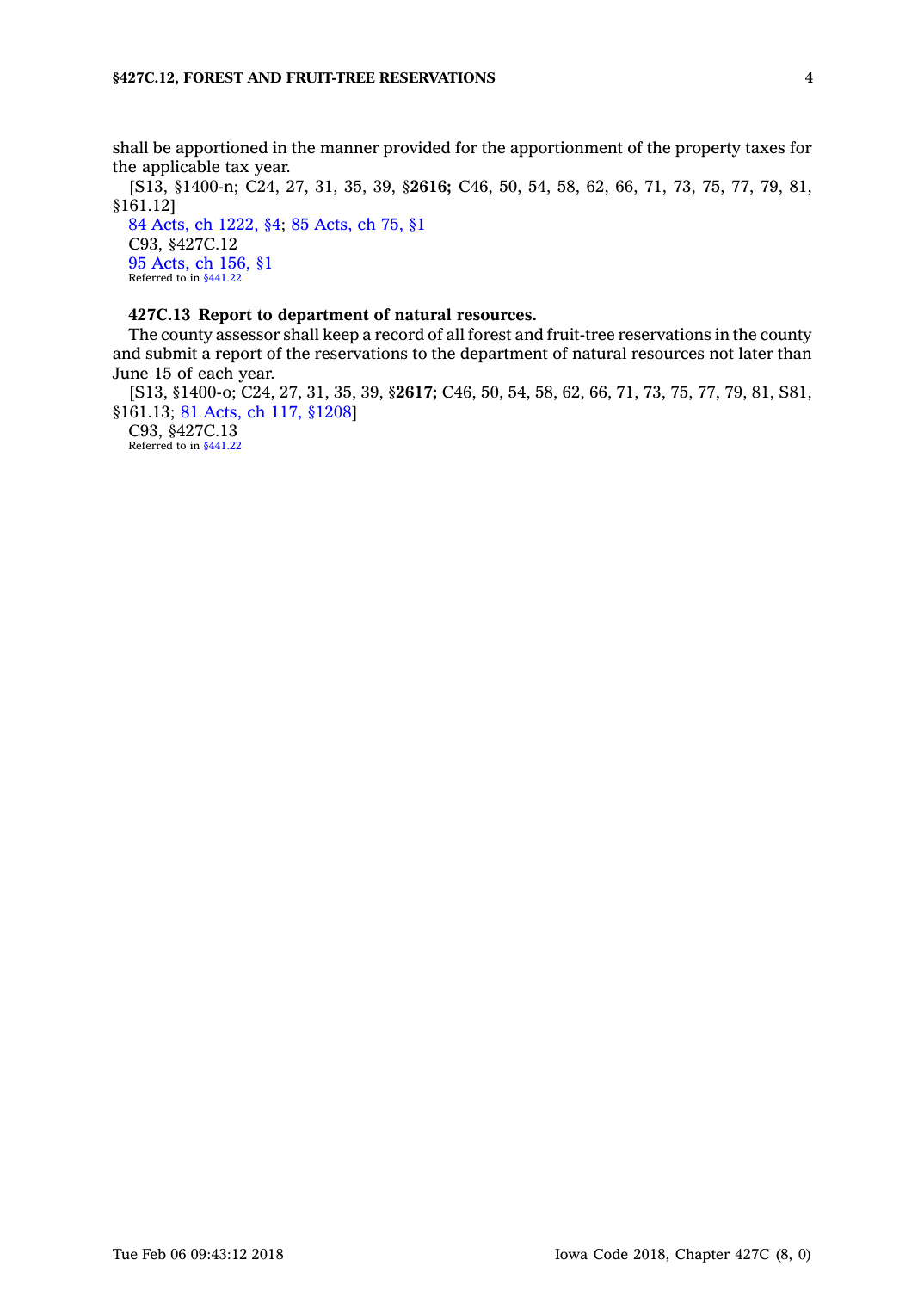shall be apportioned in the manner provided for the apportionment of the property taxes for the applicable tax year.

[S13, §1400-n; C24, 27, 31, 35, 39, §**2616;** C46, 50, 54, 58, 62, 66, 71, 73, 75, 77, 79, 81, §161.12]

84 Acts, ch 1222, §4; 85 Acts, ch 75, §1

C93, §427C.12

95 Acts, ch 156, §1

Referred to in §441.22

**427C.13 Report to department of natural resources.**

The county assessor shall keep a record of all forest and fruit-tree reservations in the county and submit a report of the reservations to the department of natural resources not later than June 15 of each year.

[S13, §1400-o; C24, 27, 31, 35, 39, §**2617;** C46, 50, 54, 58, 62, 66, 71, 73, 75, 77, 79, 81, S81, §161.13; 81 Acts, ch 117, §1208]

C93, §427C.13

Referred to in §441.22